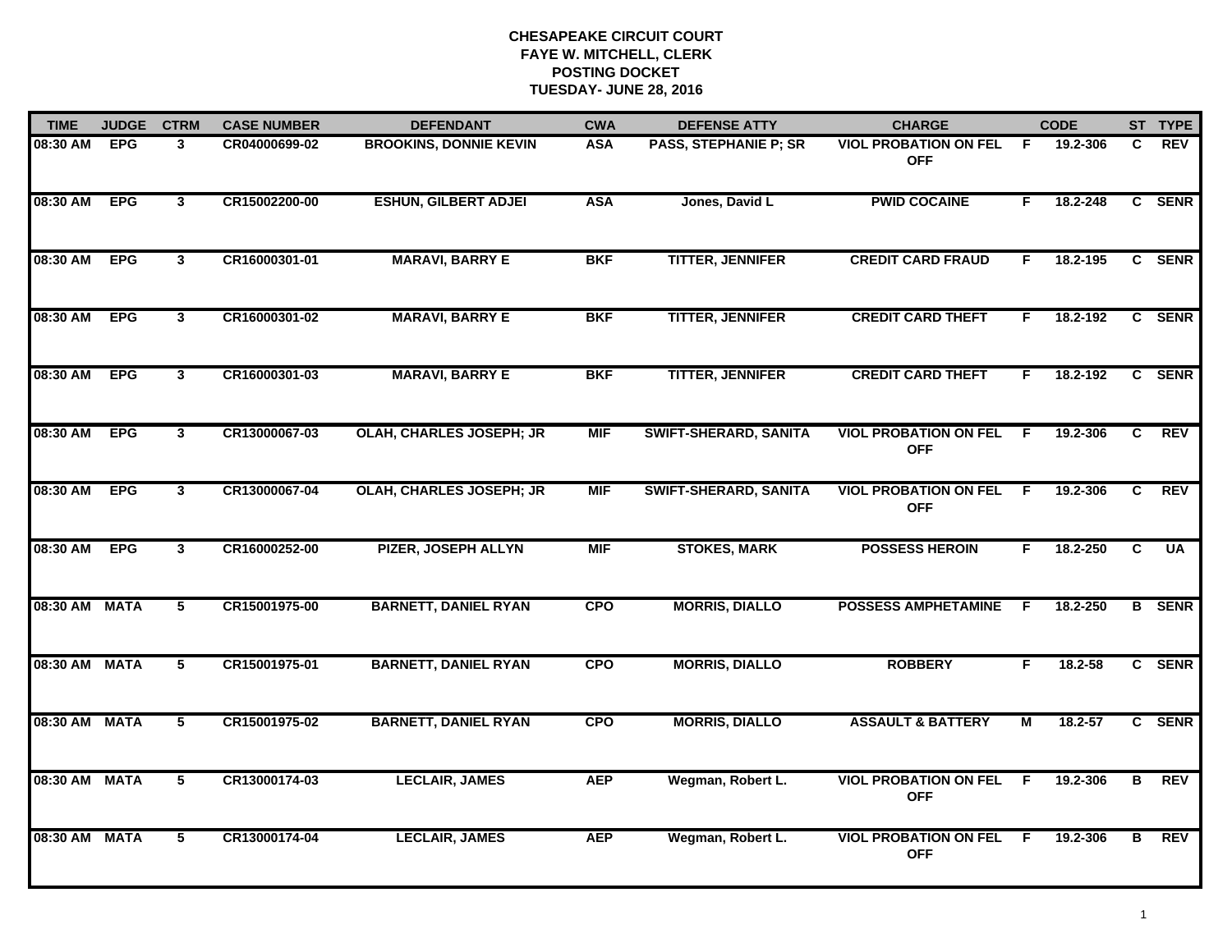**CHESAPEAKE CIRCUIT COURT**
**FAYE W. MITCHELL, CLERK**
**POSTING DOCKET**
**TUESDAY- JUNE 28, 2016**

| TIME | JUDGE | CTRM | CASE NUMBER | DEFENDANT | CWA | DEFENSE ATTY | CHARGE | | CODE | ST | TYPE |
|---|---|---|---|---|---|---|---|---|---|---|---|
| 08:30 AM | EPG | 3 | CR04000699-02 | BROOKINS, DONNIE KEVIN | ASA | PASS, STEPHANIE P; SR | VIOL PROBATION ON FEL OFF | F | 19.2-306 | C | REV |
| 08:30 AM | EPG | 3 | CR15002200-00 | ESHUN, GILBERT ADJEI | ASA | Jones, David L | PWID COCAINE | F | 18.2-248 | C | SENR |
| 08:30 AM | EPG | 3 | CR16000301-01 | MARAVI, BARRY E | BKF | TITTER, JENNIFER | CREDIT CARD FRAUD | F | 18.2-195 | C | SENR |
| 08:30 AM | EPG | 3 | CR16000301-02 | MARAVI, BARRY E | BKF | TITTER, JENNIFER | CREDIT CARD THEFT | F | 18.2-192 | C | SENR |
| 08:30 AM | EPG | 3 | CR16000301-03 | MARAVI, BARRY E | BKF | TITTER, JENNIFER | CREDIT CARD THEFT | F | 18.2-192 | C | SENR |
| 08:30 AM | EPG | 3 | CR13000067-03 | OLAH, CHARLES JOSEPH; JR | MIF | SWIFT-SHERARD, SANITA | VIOL PROBATION ON FEL OFF | F | 19.2-306 | C | REV |
| 08:30 AM | EPG | 3 | CR13000067-04 | OLAH, CHARLES JOSEPH; JR | MIF | SWIFT-SHERARD, SANITA | VIOL PROBATION ON FEL OFF | F | 19.2-306 | C | REV |
| 08:30 AM | EPG | 3 | CR16000252-00 | PIZER, JOSEPH ALLYN | MIF | STOKES, MARK | POSSESS HEROIN | F | 18.2-250 | C | UA |
| 08:30 AM | MATA | 5 | CR15001975-00 | BARNETT, DANIEL RYAN | CPO | MORRIS, DIALLO | POSSESS AMPHETAMINE | F | 18.2-250 | B | SENR |
| 08:30 AM | MATA | 5 | CR15001975-01 | BARNETT, DANIEL RYAN | CPO | MORRIS, DIALLO | ROBBERY | F | 18.2-58 | C | SENR |
| 08:30 AM | MATA | 5 | CR15001975-02 | BARNETT, DANIEL RYAN | CPO | MORRIS, DIALLO | ASSAULT & BATTERY | M | 18.2-57 | C | SENR |
| 08:30 AM | MATA | 5 | CR13000174-03 | LECLAIR, JAMES | AEP | Wegman, Robert L. | VIOL PROBATION ON FEL OFF | F | 19.2-306 | B | REV |
| 08:30 AM | MATA | 5 | CR13000174-04 | LECLAIR, JAMES | AEP | Wegman, Robert L. | VIOL PROBATION ON FEL OFF | F | 19.2-306 | B | REV |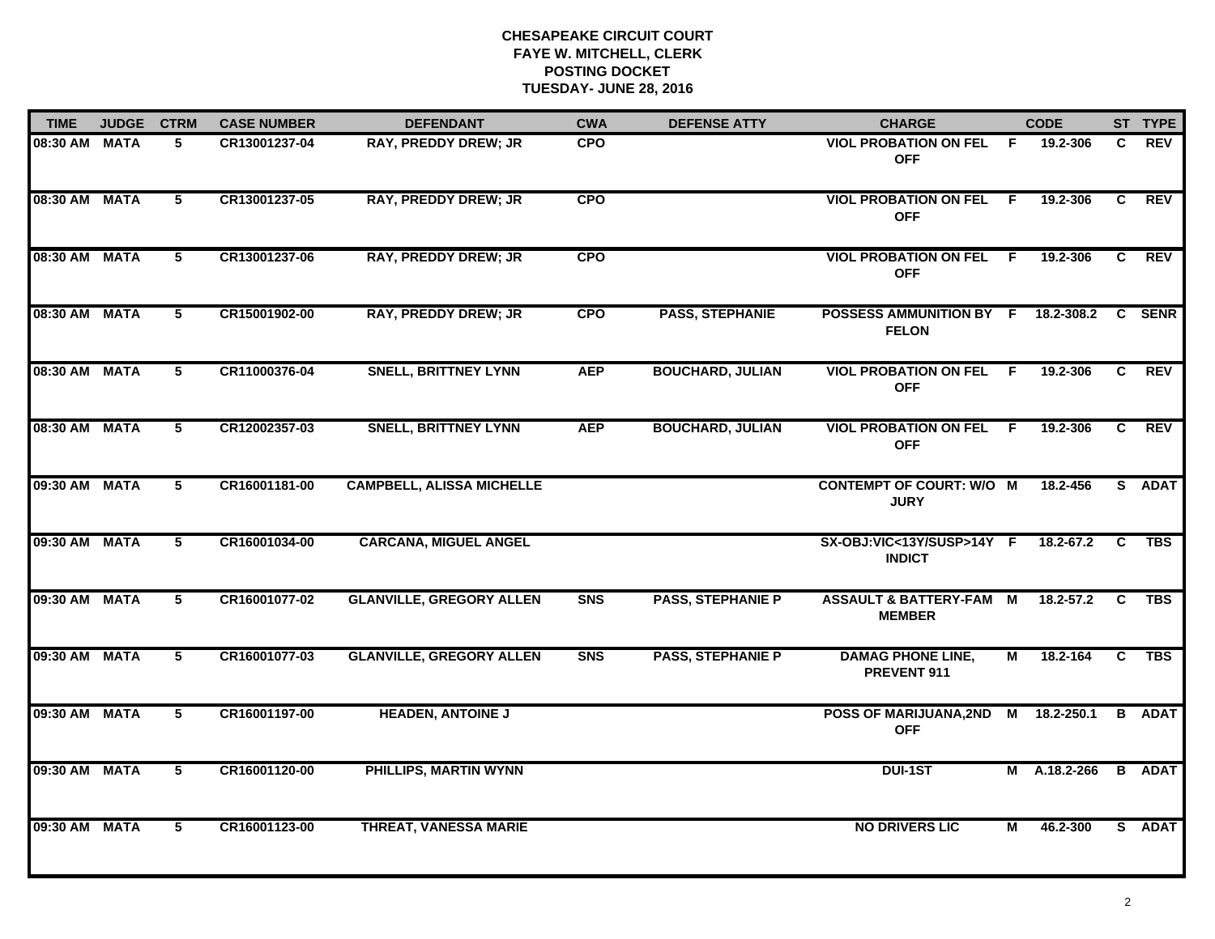**CHESAPEAKE CIRCUIT COURT**
**FAYE W. MITCHELL, CLERK**
**POSTING DOCKET**
**TUESDAY- JUNE 28, 2016**

| TIME | JUDGE | CTRM | CASE NUMBER | DEFENDANT | CWA | DEFENSE ATTY | CHARGE | | CODE | ST | TYPE |
|---|---|---|---|---|---|---|---|---|---|---|---|
| 08:30 AM | MATA | 5 | CR13001237-04 | RAY, PREDDY DREW; JR | CPO | | VIOL PROBATION ON FEL OFF | F | 19.2-306 | C | REV |
| 08:30 AM | MATA | 5 | CR13001237-05 | RAY, PREDDY DREW; JR | CPO | | VIOL PROBATION ON FEL OFF | F | 19.2-306 | C | REV |
| 08:30 AM | MATA | 5 | CR13001237-06 | RAY, PREDDY DREW; JR | CPO | | VIOL PROBATION ON FEL OFF | F | 19.2-306 | C | REV |
| 08:30 AM | MATA | 5 | CR15001902-00 | RAY, PREDDY DREW; JR | CPO | PASS, STEPHANIE | POSSESS AMMUNITION BY FELON | F | 18.2-308.2 | C | SENR |
| 08:30 AM | MATA | 5 | CR11000376-04 | SNELL, BRITTNEY LYNN | AEP | BOUCHARD, JULIAN | VIOL PROBATION ON FEL OFF | F | 19.2-306 | C | REV |
| 08:30 AM | MATA | 5 | CR12002357-03 | SNELL, BRITTNEY LYNN | AEP | BOUCHARD, JULIAN | VIOL PROBATION ON FEL OFF | F | 19.2-306 | C | REV |
| 09:30 AM | MATA | 5 | CR16001181-00 | CAMPBELL, ALISSA MICHELLE | | | CONTEMPT OF COURT: W/O JURY | M | 18.2-456 | S | ADAT |
| 09:30 AM | MATA | 5 | CR16001034-00 | CARCANA, MIGUEL ANGEL | | | SX-OBJ:VIC<13Y/SUSP>14Y INDICT | F | 18.2-67.2 | C | TBS |
| 09:30 AM | MATA | 5 | CR16001077-02 | GLANVILLE, GREGORY ALLEN | SNS | PASS, STEPHANIE P | ASSAULT & BATTERY-FAM MEMBER | M | 18.2-57.2 | C | TBS |
| 09:30 AM | MATA | 5 | CR16001077-03 | GLANVILLE, GREGORY ALLEN | SNS | PASS, STEPHANIE P | DAMAG PHONE LINE, PREVENT 911 | M | 18.2-164 | C | TBS |
| 09:30 AM | MATA | 5 | CR16001197-00 | HEADEN, ANTOINE J | | | POSS OF MARIJUANA,2ND OFF | M | 18.2-250.1 | B | ADAT |
| 09:30 AM | MATA | 5 | CR16001120-00 | PHILLIPS, MARTIN WYNN | | | DUI-1ST | M | A.18.2-266 | B | ADAT |
| 09:30 AM | MATA | 5 | CR16001123-00 | THREAT, VANESSA MARIE | | | NO DRIVERS LIC | M | 46.2-300 | S | ADAT |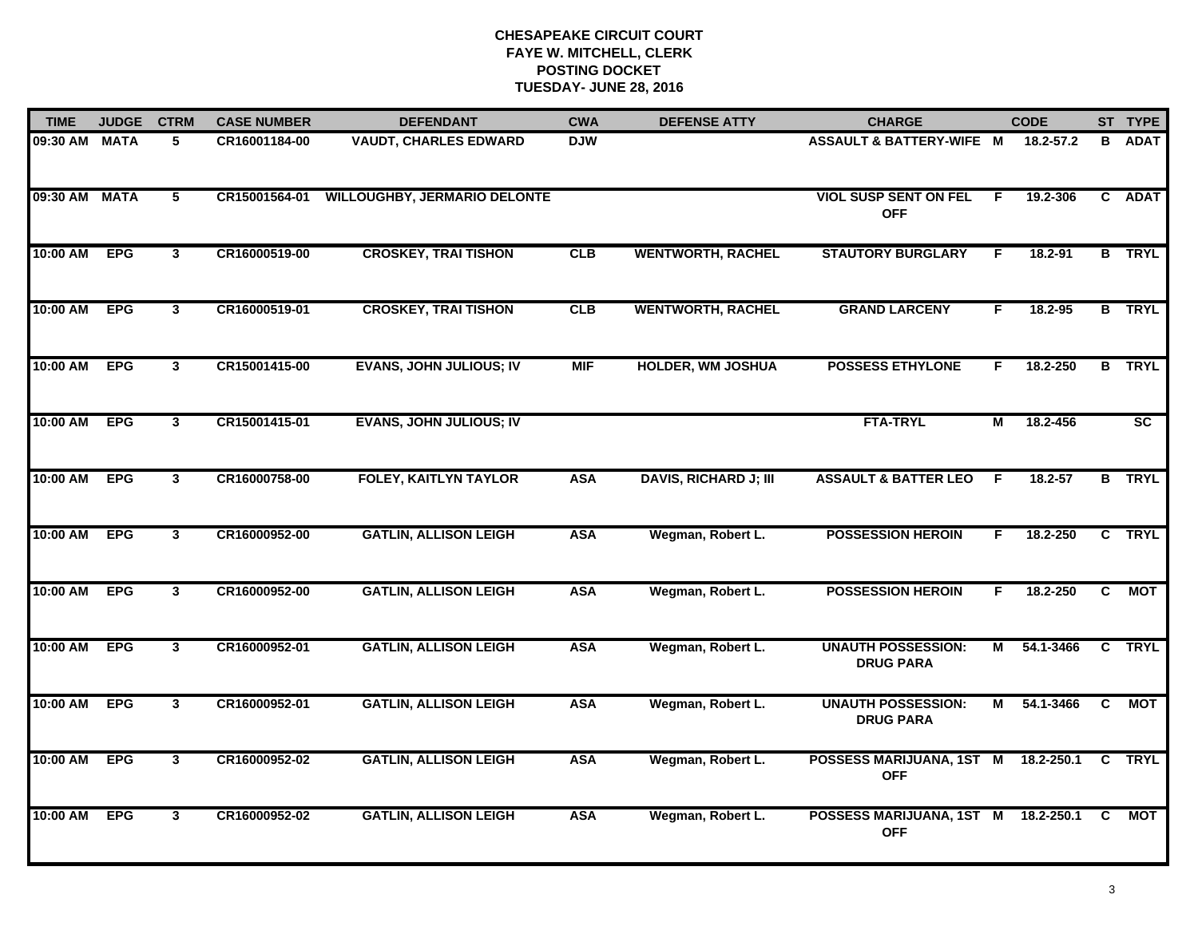**CHESAPEAKE CIRCUIT COURT**
**FAYE W. MITCHELL, CLERK**
**POSTING DOCKET**
**TUESDAY- JUNE 28, 2016**

| TIME | JUDGE | CTRM | CASE NUMBER | DEFENDANT | CWA | DEFENSE ATTY | CHARGE | | CODE | ST | TYPE |
|---|---|---|---|---|---|---|---|---|---|---|---|
| 09:30 AM | MATA | 5 | CR16001184-00 | VAUDT, CHARLES EDWARD | DJW | | ASSAULT & BATTERY-WIFE | M | 18.2-57.2 | B | ADAT |
| 09:30 AM | MATA | 5 | CR15001564-01 | WILLOUGHBY, JERMARIO DELONTE | | | VIOL SUSP SENT ON FEL OFF | F | 19.2-306 | C | ADAT |
| 10:00 AM | EPG | 3 | CR16000519-00 | CROSKEY, TRAI TISHON | CLB | WENTWORTH, RACHEL | STAUTORY BURGLARY | F | 18.2-91 | B | TRYL |
| 10:00 AM | EPG | 3 | CR16000519-01 | CROSKEY, TRAI TISHON | CLB | WENTWORTH, RACHEL | GRAND LARCENY | F | 18.2-95 | B | TRYL |
| 10:00 AM | EPG | 3 | CR15001415-00 | EVANS, JOHN JULIOUS; IV | MIF | HOLDER, WM JOSHUA | POSSESS ETHYLONE | F | 18.2-250 | B | TRYL |
| 10:00 AM | EPG | 3 | CR15001415-01 | EVANS, JOHN JULIOUS; IV | | | FTA-TRYL | M | 18.2-456 | | SC |
| 10:00 AM | EPG | 3 | CR16000758-00 | FOLEY, KAITLYN TAYLOR | ASA | DAVIS, RICHARD J; III | ASSAULT & BATTER LEO | F | 18.2-57 | B | TRYL |
| 10:00 AM | EPG | 3 | CR16000952-00 | GATLIN, ALLISON LEIGH | ASA | Wegman, Robert L. | POSSESSION HEROIN | F | 18.2-250 | C | TRYL |
| 10:00 AM | EPG | 3 | CR16000952-00 | GATLIN, ALLISON LEIGH | ASA | Wegman, Robert L. | POSSESSION HEROIN | F | 18.2-250 | C | MOT |
| 10:00 AM | EPG | 3 | CR16000952-01 | GATLIN, ALLISON LEIGH | ASA | Wegman, Robert L. | UNAUTH POSSESSION: DRUG PARA | M | 54.1-3466 | C | TRYL |
| 10:00 AM | EPG | 3 | CR16000952-01 | GATLIN, ALLISON LEIGH | ASA | Wegman, Robert L. | UNAUTH POSSESSION: DRUG PARA | M | 54.1-3466 | C | MOT |
| 10:00 AM | EPG | 3 | CR16000952-02 | GATLIN, ALLISON LEIGH | ASA | Wegman, Robert L. | POSSESS MARIJUANA, 1ST OFF | M | 18.2-250.1 | C | TRYL |
| 10:00 AM | EPG | 3 | CR16000952-02 | GATLIN, ALLISON LEIGH | ASA | Wegman, Robert L. | POSSESS MARIJUANA, 1ST OFF | M | 18.2-250.1 | C | MOT |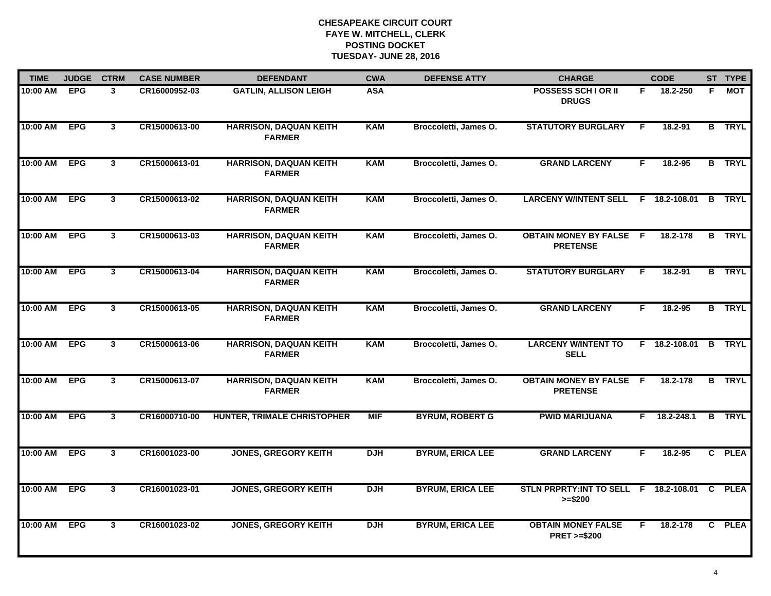**CHESAPEAKE CIRCUIT COURT**
**FAYE W. MITCHELL, CLERK**
**POSTING DOCKET**
**TUESDAY- JUNE 28, 2016**

| TIME | JUDGE | CTRM | CASE NUMBER | DEFENDANT | CWA | DEFENSE ATTY | CHARGE | | CODE | ST | TYPE |
|---|---|---|---|---|---|---|---|---|---|---|---|
| 10:00 AM | EPG | 3 | CR16000952-03 | GATLIN, ALLISON LEIGH | ASA | | POSSESS SCH I OR II DRUGS | F | 18.2-250 | F | MOT |
| 10:00 AM | EPG | 3 | CR15000613-00 | HARRISON, DAQUAN KEITH FARMER | KAM | Broccoletti, James O. | STATUTORY BURGLARY | F | 18.2-91 | B | TRYL |
| 10:00 AM | EPG | 3 | CR15000613-01 | HARRISON, DAQUAN KEITH FARMER | KAM | Broccoletti, James O. | GRAND LARCENY | F | 18.2-95 | B | TRYL |
| 10:00 AM | EPG | 3 | CR15000613-02 | HARRISON, DAQUAN KEITH FARMER | KAM | Broccoletti, James O. | LARCENY W/INTENT SELL | F | 18.2-108.01 | B | TRYL |
| 10:00 AM | EPG | 3 | CR15000613-03 | HARRISON, DAQUAN KEITH FARMER | KAM | Broccoletti, James O. | OBTAIN MONEY BY FALSE PRETENSE | F | 18.2-178 | B | TRYL |
| 10:00 AM | EPG | 3 | CR15000613-04 | HARRISON, DAQUAN KEITH FARMER | KAM | Broccoletti, James O. | STATUTORY BURGLARY | F | 18.2-91 | B | TRYL |
| 10:00 AM | EPG | 3 | CR15000613-05 | HARRISON, DAQUAN KEITH FARMER | KAM | Broccoletti, James O. | GRAND LARCENY | F | 18.2-95 | B | TRYL |
| 10:00 AM | EPG | 3 | CR15000613-06 | HARRISON, DAQUAN KEITH FARMER | KAM | Broccoletti, James O. | LARCENY W/INTENT TO SELL | F | 18.2-108.01 | B | TRYL |
| 10:00 AM | EPG | 3 | CR15000613-07 | HARRISON, DAQUAN KEITH FARMER | KAM | Broccoletti, James O. | OBTAIN MONEY BY FALSE PRETENSE | F | 18.2-178 | B | TRYL |
| 10:00 AM | EPG | 3 | CR16000710-00 | HUNTER, TRIMALE CHRISTOPHER | MIF | BYRUM, ROBERT G | PWID MARIJUANA | F | 18.2-248.1 | B | TRYL |
| 10:00 AM | EPG | 3 | CR16001023-00 | JONES, GREGORY KEITH | DJH | BYRUM, ERICA LEE | GRAND LARCENY | F | 18.2-95 | C | PLEA |
| 10:00 AM | EPG | 3 | CR16001023-01 | JONES, GREGORY KEITH | DJH | BYRUM, ERICA LEE | STLN PRPRTY:INT TO SELL >=$200 | F | 18.2-108.01 | C | PLEA |
| 10:00 AM | EPG | 3 | CR16001023-02 | JONES, GREGORY KEITH | DJH | BYRUM, ERICA LEE | OBTAIN MONEY FALSE PRET >=$200 | F | 18.2-178 | C | PLEA |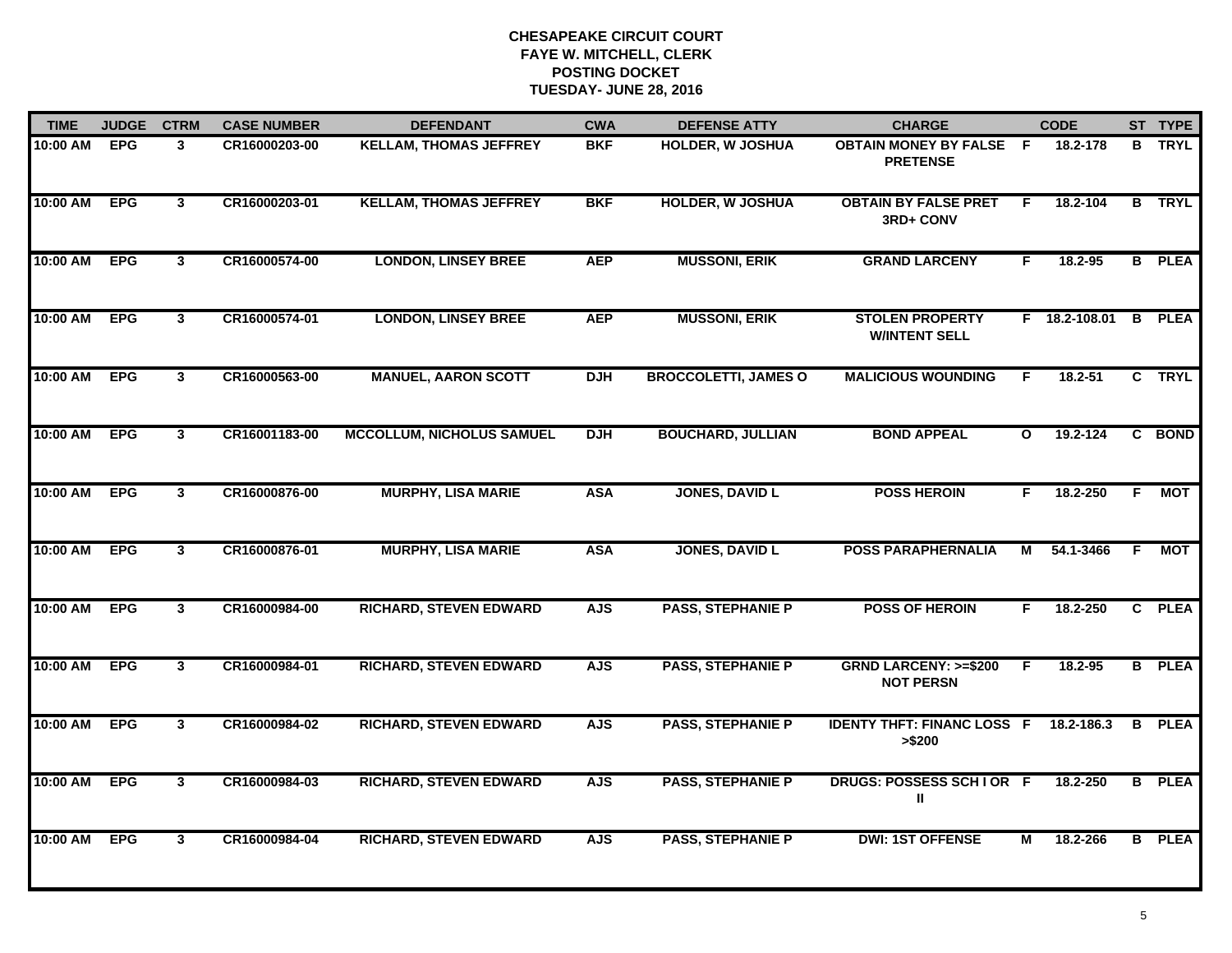# CHESAPEAKE CIRCUIT COURT
## FAYE W. MITCHELL, CLERK
## POSTING DOCKET
## TUESDAY- JUNE 28, 2016

| TIME | JUDGE | CTRM | CASE NUMBER | DEFENDANT | CWA | DEFENSE ATTY | CHARGE | | CODE | ST | TYPE |
|---|---|---|---|---|---|---|---|---|---|---|---|
| 10:00 AM | EPG | 3 | CR16000203-00 | KELLAM, THOMAS JEFFREY | BKF | HOLDER, W JOSHUA | OBTAIN MONEY BY FALSE PRETENSE | F | 18.2-178 | B | TRYL |
| 10:00 AM | EPG | 3 | CR16000203-01 | KELLAM, THOMAS JEFFREY | BKF | HOLDER, W JOSHUA | OBTAIN BY FALSE PRET 3RD+ CONV | F | 18.2-104 | B | TRYL |
| 10:00 AM | EPG | 3 | CR16000574-00 | LONDON, LINSEY BREE | AEP | MUSSONI, ERIK | GRAND LARCENY | F | 18.2-95 | B | PLEA |
| 10:00 AM | EPG | 3 | CR16000574-01 | LONDON, LINSEY BREE | AEP | MUSSONI, ERIK | STOLEN PROPERTY W/INTENT SELL | F | 18.2-108.01 | B | PLEA |
| 10:00 AM | EPG | 3 | CR16000563-00 | MANUEL, AARON SCOTT | DJH | BROCCOLETTI, JAMES O | MALICIOUS WOUNDING | F | 18.2-51 | C | TRYL |
| 10:00 AM | EPG | 3 | CR16001183-00 | MCCOLLUM, NICHOLUS SAMUEL | DJH | BOUCHARD, JULLIAN | BOND APPEAL | O | 19.2-124 | C | BOND |
| 10:00 AM | EPG | 3 | CR16000876-00 | MURPHY, LISA MARIE | ASA | JONES, DAVID L | POSS HEROIN | F | 18.2-250 | F | MOT |
| 10:00 AM | EPG | 3 | CR16000876-01 | MURPHY, LISA MARIE | ASA | JONES, DAVID L | POSS PARAPHERNALIA | M | 54.1-3466 | F | MOT |
| 10:00 AM | EPG | 3 | CR16000984-00 | RICHARD, STEVEN EDWARD | AJS | PASS, STEPHANIE P | POSS OF HEROIN | F | 18.2-250 | C | PLEA |
| 10:00 AM | EPG | 3 | CR16000984-01 | RICHARD, STEVEN EDWARD | AJS | PASS, STEPHANIE P | GRND LARCENY: >=$200 NOT PERSN | F | 18.2-95 | B | PLEA |
| 10:00 AM | EPG | 3 | CR16000984-02 | RICHARD, STEVEN EDWARD | AJS | PASS, STEPHANIE P | IDENTY THFT: FINANC LOSS >$200 | F | 18.2-186.3 | B | PLEA |
| 10:00 AM | EPG | 3 | CR16000984-03 | RICHARD, STEVEN EDWARD | AJS | PASS, STEPHANIE P | DRUGS: POSSESS SCH I OR II | F | 18.2-250 | B | PLEA |
| 10:00 AM | EPG | 3 | CR16000984-04 | RICHARD, STEVEN EDWARD | AJS | PASS, STEPHANIE P | DWI: 1ST OFFENSE | M | 18.2-266 | B | PLEA |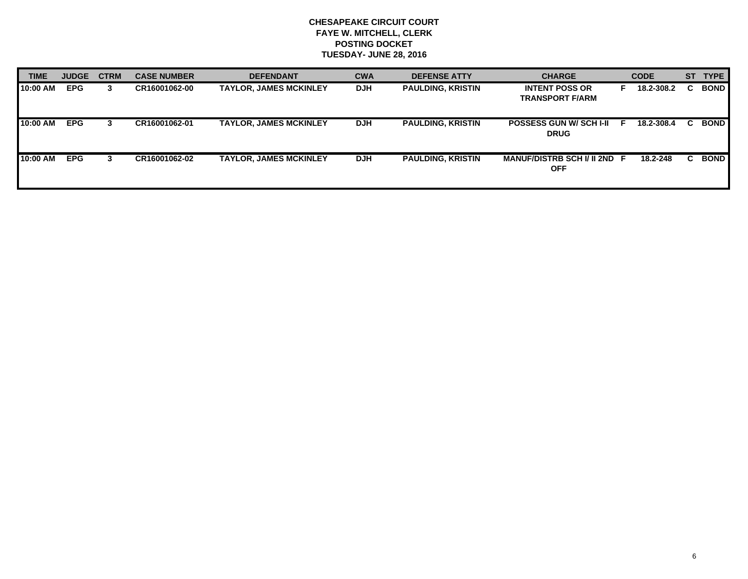**CHESAPEAKE CIRCUIT COURT**
**FAYE W. MITCHELL, CLERK**
**POSTING DOCKET**
**TUESDAY- JUNE 28, 2016**

| TIME | JUDGE | CTRM | CASE NUMBER | DEFENDANT | CWA | DEFENSE ATTY | CHARGE | | CODE | ST | TYPE |
|---|---|---|---|---|---|---|---|---|---|---|---|
| 10:00 AM | EPG | 3 | CR16001062-00 | TAYLOR, JAMES MCKINLEY | DJH | PAULDING, KRISTIN | INTENT POSS OR TRANSPORT F/ARM | F | 18.2-308.2 | C | BOND |
| 10:00 AM | EPG | 3 | CR16001062-01 | TAYLOR, JAMES MCKINLEY | DJH | PAULDING, KRISTIN | POSSESS GUN W/ SCH I-II DRUG | F | 18.2-308.4 | C | BOND |
| 10:00 AM | EPG | 3 | CR16001062-02 | TAYLOR, JAMES MCKINLEY | DJH | PAULDING, KRISTIN | MANUF/DISTRB SCH I/ II 2ND OFF | F | 18.2-248 | C | BOND |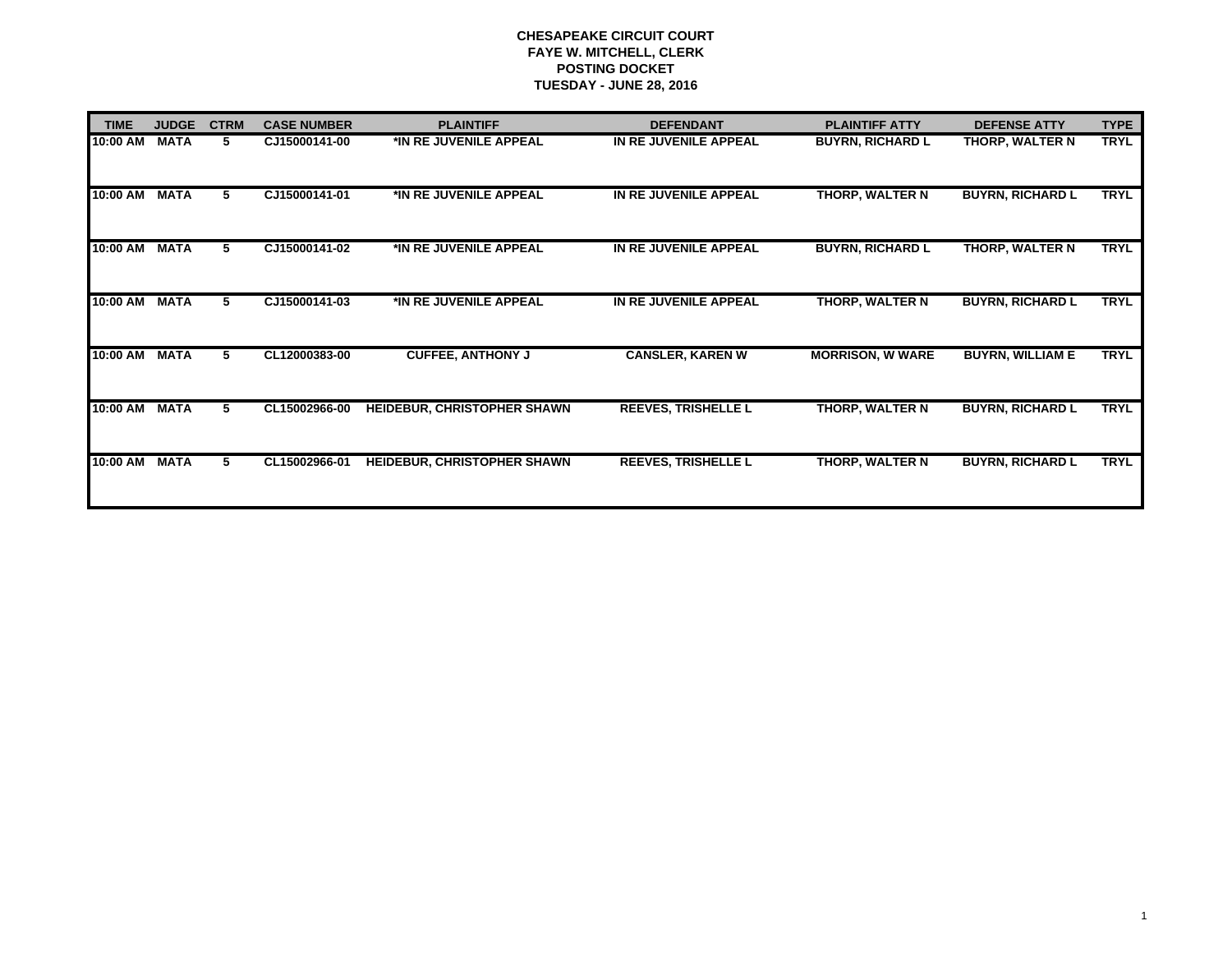**CHESAPEAKE CIRCUIT COURT**
**FAYE W. MITCHELL, CLERK**
**POSTING DOCKET**
**TUESDAY - JUNE 28, 2016**

| TIME | JUDGE | CTRM | CASE NUMBER | PLAINTIFF | DEFENDANT | PLAINTIFF ATTY | DEFENSE ATTY | TYPE |
|---|---|---|---|---|---|---|---|---|
| 10:00 AM | MATA | 5 | CJ15000141-00 | *IN RE JUVENILE APPEAL | IN RE JUVENILE APPEAL | BUYRN, RICHARD L | THORP, WALTER N | TRYL |
| 10:00 AM | MATA | 5 | CJ15000141-01 | *IN RE JUVENILE APPEAL | IN RE JUVENILE APPEAL | THORP, WALTER N | BUYRN, RICHARD L | TRYL |
| 10:00 AM | MATA | 5 | CJ15000141-02 | *IN RE JUVENILE APPEAL | IN RE JUVENILE APPEAL | BUYRN, RICHARD L | THORP, WALTER N | TRYL |
| 10:00 AM | MATA | 5 | CJ15000141-03 | *IN RE JUVENILE APPEAL | IN RE JUVENILE APPEAL | THORP, WALTER N | BUYRN, RICHARD L | TRYL |
| 10:00 AM | MATA | 5 | CL12000383-00 | CUFFEE, ANTHONY J | CANSLER, KAREN W | MORRISON, W WARE | BUYRN, WILLIAM E | TRYL |
| 10:00 AM | MATA | 5 | CL15002966-00 | HEIDEBUR, CHRISTOPHER SHAWN | REEVES, TRISHELLE L | THORP, WALTER N | BUYRN, RICHARD L | TRYL |
| 10:00 AM | MATA | 5 | CL15002966-01 | HEIDEBUR, CHRISTOPHER SHAWN | REEVES, TRISHELLE L | THORP, WALTER N | BUYRN, RICHARD L | TRYL |